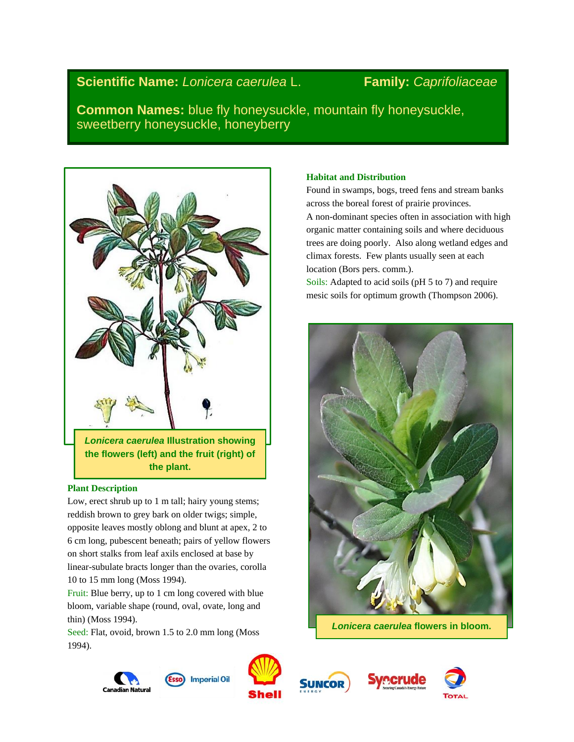**Scientific Name:** *Lonicera caerulea* L.

**Family:** *Caprifoliaceae*

**Common Names:** blue fly honeysuckle, mountain fly honeysuckle, sweetberry honeysuckle, honeyberry

***Lonicera caerulea*** **Illustration showing the flowers (left) and the fruit (right) of the plant.**

### Plant Description

Low, erect shrub up to 1 m tall; hairy young stems; reddish brown to grey bark on older twigs; simple, opposite leaves mostly oblong and blunt at apex, 2 to 6 cm long, pubescent beneath; pairs of yellow flowers on short stalks from leaf axils enclosed at base by linear-subulate bracts longer than the ovaries, corolla 10 to 15 mm long (Moss 1994).

Fruit: Blue berry, up to 1 cm long covered with blue bloom, variable shape (round, oval, ovate, long and thin) (Moss 1994).

Seed: Flat, ovoid, brown 1.5 to 2.0 mm long (Moss 1994).

### Habitat and Distribution

Found in swamps, bogs, treed fens and stream banks across the boreal forest of prairie provinces.

A non-dominant species often in association with high organic matter containing soils and where deciduous trees are doing poorly. Also along wetland edges and climax forests. Few plants usually seen at each location (Bors pers. comm.).

Soils: Adapted to acid soils (pH 5 to 7) and require mesic soils for optimum growth (Thompson 2006).

***Lonicera caerulea*** **flowers in bloom.**

Canadian Natural · Esso Imperial Oil · Shell · Suncor Energy · Syncrude Securing Canada's Energy Future · Total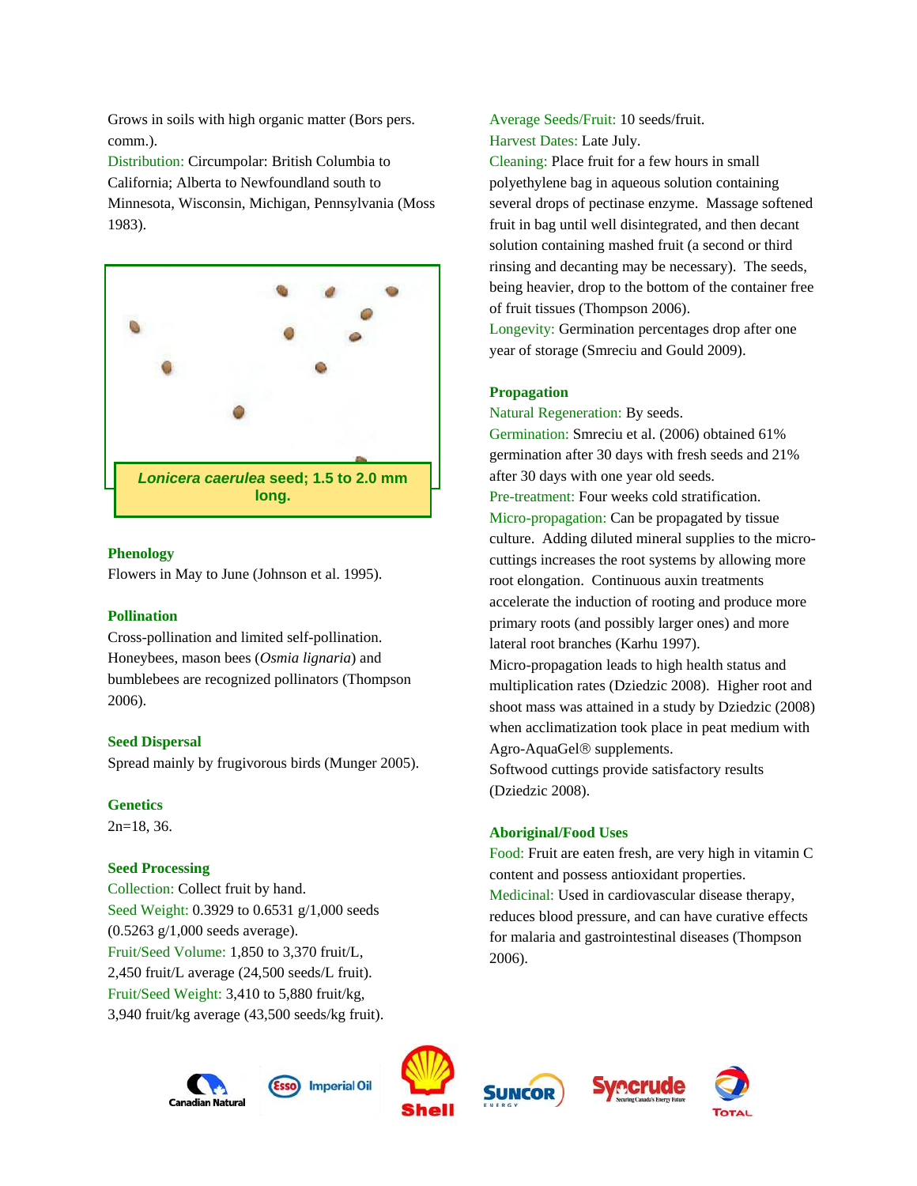Grows in soils with high organic matter (Bors pers. comm.).

Distribution: Circumpolar: British Columbia to California; Alberta to Newfoundland south to Minnesota, Wisconsin, Michigan, Pennsylvania (Moss 1983).

***Lonicera caerulea* seed; 1.5 to 2.0 mm long.**

### Phenology

Flowers in May to June (Johnson et al. 1995).

### Pollination

Cross-pollination and limited self-pollination. Honeybees, mason bees (*Osmia lignaria*) and bumblebees are recognized pollinators (Thompson 2006).

### Seed Dispersal

Spread mainly by frugivorous birds (Munger 2005).

### Genetics

2n=18, 36.

### Seed Processing

Collection: Collect fruit by hand.

Seed Weight: 0.3929 to 0.6531 g/1,000 seeds (0.5263 g/1,000 seeds average).

Fruit/Seed Volume: 1,850 to 3,370 fruit/L, 2,450 fruit/L average (24,500 seeds/L fruit).

Fruit/Seed Weight: 3,410 to 5,880 fruit/kg, 3,940 fruit/kg average (43,500 seeds/kg fruit).

Average Seeds/Fruit: 10 seeds/fruit.

Harvest Dates: Late July.

Cleaning: Place fruit for a few hours in small polyethylene bag in aqueous solution containing several drops of pectinase enzyme. Massage softened fruit in bag until well disintegrated, and then decant solution containing mashed fruit (a second or third rinsing and decanting may be necessary). The seeds, being heavier, drop to the bottom of the container free of fruit tissues (Thompson 2006).

Longevity: Germination percentages drop after one year of storage (Smreciu and Gould 2009).

### Propagation

Natural Regeneration: By seeds.

Germination: Smreciu et al. (2006) obtained 61% germination after 30 days with fresh seeds and 21% after 30 days with one year old seeds.

Pre-treatment: Four weeks cold stratification.

Micro-propagation: Can be propagated by tissue culture. Adding diluted mineral supplies to the micro-cuttings increases the root systems by allowing more root elongation. Continuous auxin treatments accelerate the induction of rooting and produce more primary roots (and possibly larger ones) and more lateral root branches (Karhu 1997).

Micro-propagation leads to high health status and multiplication rates (Dziedzic 2008). Higher root and shoot mass was attained in a study by Dziedzic (2008) when acclimatization took place in peat medium with Agro-AquaGel® supplements.

Softwood cuttings provide satisfactory results (Dziedzic 2008).

### Aboriginal/Food Uses

Food: Fruit are eaten fresh, are very high in vitamin C content and possess antioxidant properties.

Medicinal: Used in cardiovascular disease therapy, reduces blood pressure, and can have curative effects for malaria and gastrointestinal diseases (Thompson 2006).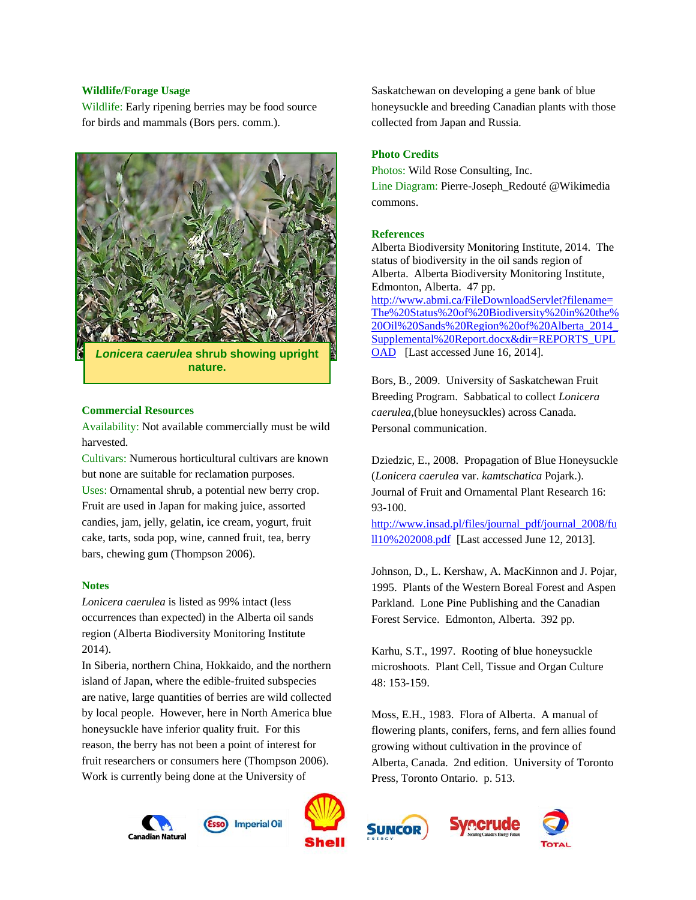### Wildlife/Forage Usage

Wildlife: Early ripening berries may be food source for birds and mammals (Bors pers. comm.).

*Lonicera caerulea* shrub showing upright nature.

### Commercial Resources

Availability: Not available commercially must be wild harvested.

Cultivars: Numerous horticultural cultivars are known but none are suitable for reclamation purposes.

Uses: Ornamental shrub, a potential new berry crop. Fruit are used in Japan for making juice, assorted candies, jam, jelly, gelatin, ice cream, yogurt, fruit cake, tarts, soda pop, wine, canned fruit, tea, berry bars, chewing gum (Thompson 2006).

### Notes

*Lonicera caerulea* is listed as 99% intact (less occurrences than expected) in the Alberta oil sands region (Alberta Biodiversity Monitoring Institute 2014).

In Siberia, northern China, Hokkaido, and the northern island of Japan, where the edible-fruited subspecies are native, large quantities of berries are wild collected by local people. However, here in North America blue honeysuckle have inferior quality fruit. For this reason, the berry has not been a point of interest for fruit researchers or consumers here (Thompson 2006). Work is currently being done at the University of Saskatchewan on developing a gene bank of blue honeysuckle and breeding Canadian plants with those collected from Japan and Russia.

### Photo Credits

Photos: Wild Rose Consulting, Inc.

Line Diagram: Pierre-Joseph_Redouté @Wikimedia commons.

### References

Alberta Biodiversity Monitoring Institute, 2014. The status of biodiversity in the oil sands region of Alberta. Alberta Biodiversity Monitoring Institute, Edmonton, Alberta. 47 pp. http://www.abmi.ca/FileDownloadServlet?filename=The%20Status%20of%20Biodiversity%20in%20the%20Oil%20Sands%20Region%20of%20Alberta_2014_Supplemental%20Report.docx&dir=REPORTS_UPLOAD [Last accessed June 16, 2014].

Bors, B., 2009. University of Saskatchewan Fruit Breeding Program. Sabbatical to collect *Lonicera caerulea*,(blue honeysuckles) across Canada. Personal communication.

Dziedzic, E., 2008. Propagation of Blue Honeysuckle (*Lonicera caerulea* var. *kamtschatica* Pojark.). Journal of Fruit and Ornamental Plant Research 16: 93-100. http://www.insad.pl/files/journal_pdf/journal_2008/full10%202008.pdf [Last accessed June 12, 2013].

Johnson, D., L. Kershaw, A. MacKinnon and J. Pojar, 1995. Plants of the Western Boreal Forest and Aspen Parkland. Lone Pine Publishing and the Canadian Forest Service. Edmonton, Alberta. 392 pp.

Karhu, S.T., 1997. Rooting of blue honeysuckle microshoots. Plant Cell, Tissue and Organ Culture 48: 153-159.

Moss, E.H., 1983. Flora of Alberta. A manual of flowering plants, conifers, ferns, and fern allies found growing without cultivation in the province of Alberta, Canada. 2nd edition. University of Toronto Press, Toronto Ontario. p. 513.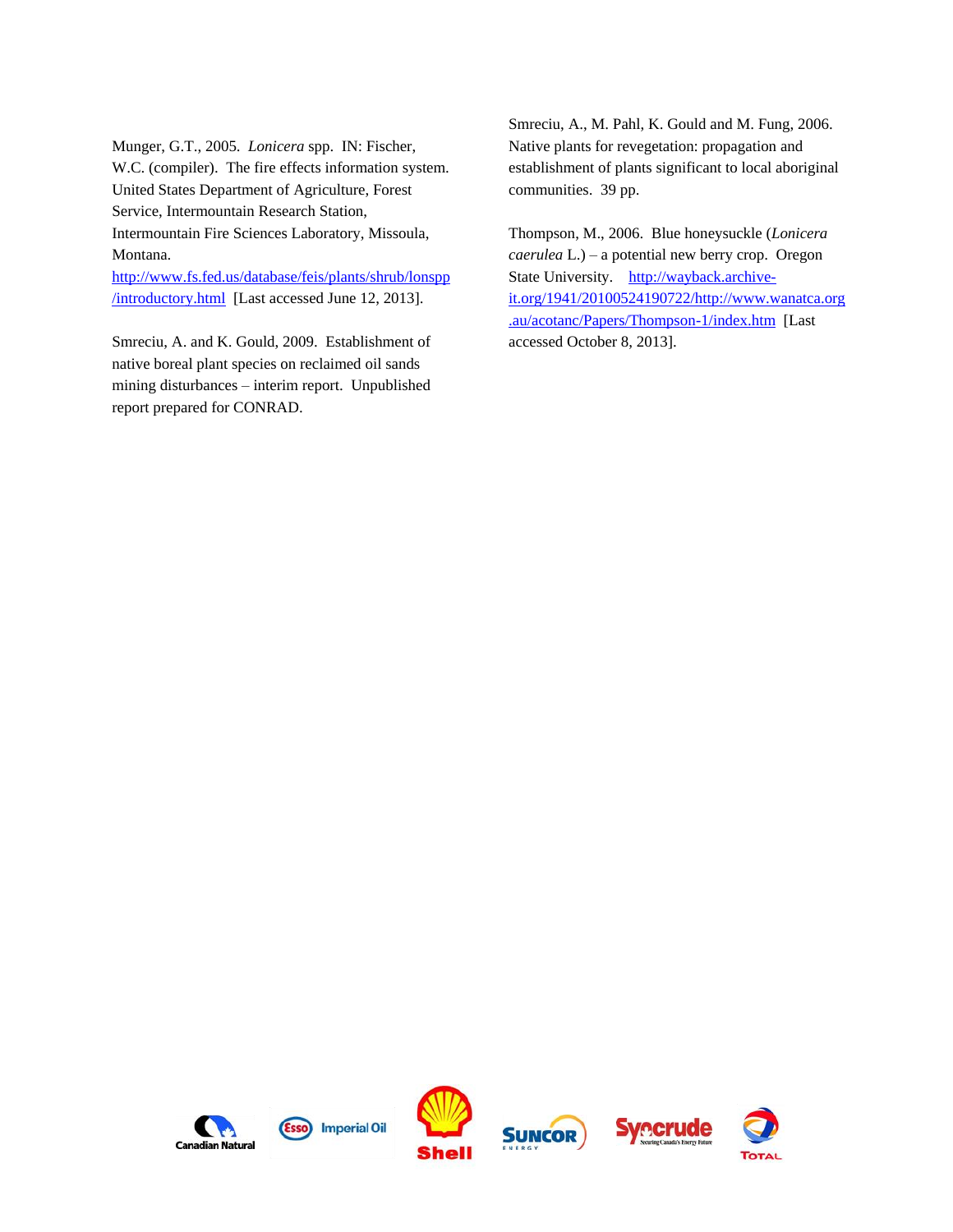Munger, G.T., 2005. *Lonicera* spp. IN: Fischer, W.C. (compiler). The fire effects information system. United States Department of Agriculture, Forest Service, Intermountain Research Station, Intermountain Fire Sciences Laboratory, Missoula, Montana. http://www.fs.fed.us/database/feis/plants/shrub/lonspp/introductory.html [Last accessed June 12, 2013].

Smreciu, A. and K. Gould, 2009. Establishment of native boreal plant species on reclaimed oil sands mining disturbances – interim report. Unpublished report prepared for CONRAD.

Smreciu, A., M. Pahl, K. Gould and M. Fung, 2006. Native plants for revegetation: propagation and establishment of plants significant to local aboriginal communities. 39 pp.

Thompson, M., 2006. Blue honeysuckle (*Lonicera caerulea* L.) – a potential new berry crop. Oregon State University. http://wayback.archive-it.org/1941/20100524190722/http://www.wanatca.org.au/acotanc/Papers/Thompson-1/index.htm [Last accessed October 8, 2013].